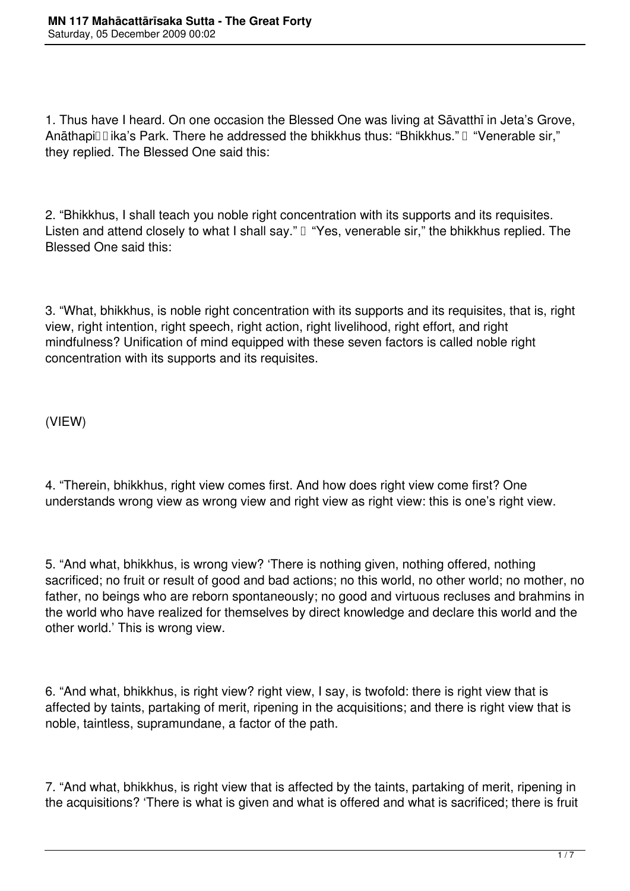1. Thus have I heard. On one occasion the Blessed One was living at Sāvatthī in Jeta's Grove, Anāthapi�ika's Park. There he addressed the bhikkhus thus: "Bhikkhus." � "Venerable sir," they replied. The Blessed One said this:

2. "Bhikkhus, I shall teach you noble right concentration with its supports and its requisites. Listen and attend closely to what I shall say." � "Yes, venerable sir," the bhikkhus replied. The Blessed One said this:

3. "What, bhikkhus, is noble right concentration with its supports and its requisites, that is, right view, right intention, right speech, right action, right livelihood, right effort, and right mindfulness? Unification of mind equipped with these seven factors is called noble right concentration with its supports and its requisites.

(VIEW)

4. "Therein, bhikkhus, right view comes first. And how does right view come first? One understands wrong view as wrong view and right view as right view: this is one's right view.

5. "And what, bhikkhus, is wrong view? 'There is nothing given, nothing offered, nothing sacrificed; no fruit or result of good and bad actions; no this world, no other world; no mother, no father, no beings who are reborn spontaneously; no good and virtuous recluses and brahmins in the world who have realized for themselves by direct knowledge and declare this world and the other world.' This is wrong view.

6. "And what, bhikkhus, is right view? right view, I say, is twofold: there is right view that is affected by taints, partaking of merit, ripening in the acquisitions; and there is right view that is noble, taintless, supramundane, a factor of the path.

7. "And what, bhikkhus, is right view that is affected by the taints, partaking of merit, ripening in the acquisitions? 'There is what is given and what is offered and what is sacrificed; there is fruit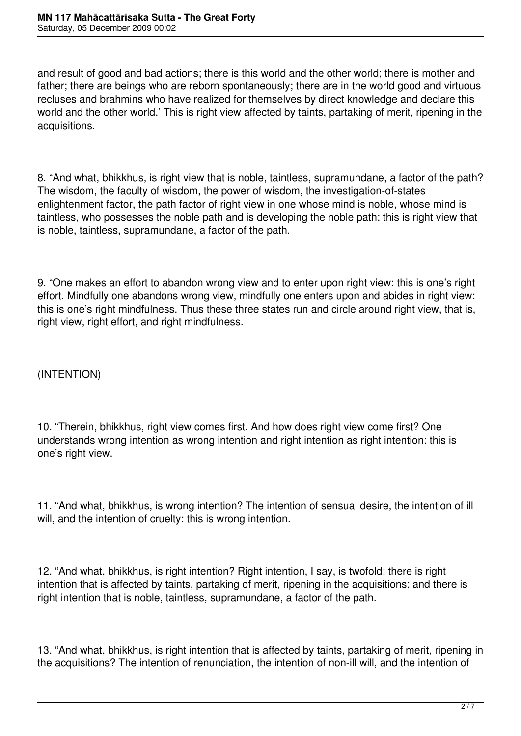and result of good and bad actions; there is this world and the other world; there is mother and father; there are beings who are reborn spontaneously; there are in the world good and virtuous recluses and brahmins who have realized for themselves by direct knowledge and declare this world and the other world.' This is right view affected by taints, partaking of merit, ripening in the acquisitions.

8. "And what, bhikkhus, is right view that is noble, taintless, supramundane, a factor of the path? The wisdom, the faculty of wisdom, the power of wisdom, the investigation-of-states enlightenment factor, the path factor of right view in one whose mind is noble, whose mind is taintless, who possesses the noble path and is developing the noble path: this is right view that is noble, taintless, supramundane, a factor of the path.

9. "One makes an effort to abandon wrong view and to enter upon right view: this is one's right effort. Mindfully one abandons wrong view, mindfully one enters upon and abides in right view: this is one's right mindfulness. Thus these three states run and circle around right view, that is, right view, right effort, and right mindfulness.

(INTENTION)

10. "Therein, bhikkhus, right view comes first. And how does right view come first? One understands wrong intention as wrong intention and right intention as right intention: this is one's right view.

11. "And what, bhikkhus, is wrong intention? The intention of sensual desire, the intention of ill will, and the intention of cruelty: this is wrong intention.

12. "And what, bhikkhus, is right intention? Right intention, I say, is twofold: there is right intention that is affected by taints, partaking of merit, ripening in the acquisitions; and there is right intention that is noble, taintless, supramundane, a factor of the path.

13. "And what, bhikkhus, is right intention that is affected by taints, partaking of merit, ripening in the acquisitions? The intention of renunciation, the intention of non-ill will, and the intention of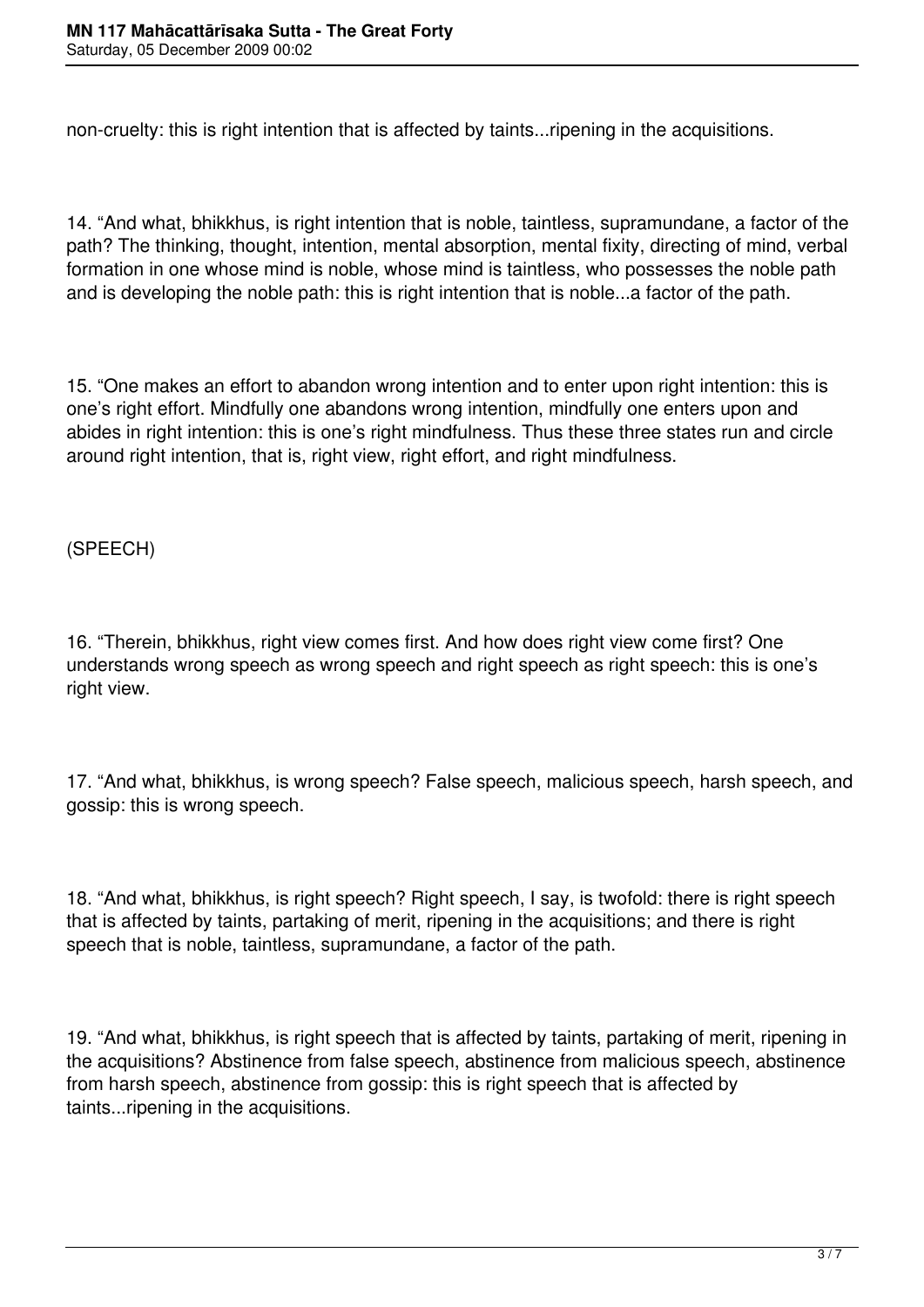non-cruelty: this is right intention that is affected by taints...ripening in the acquisitions.

14. “And what, bhikkhus, is right intention that is noble, taintless, supramundane, a factor of the path? The thinking, thought, intention, mental absorption, mental fixity, directing of mind, verbal formation in one whose mind is noble, whose mind is taintless, who possesses the noble path and is developing the noble path: this is right intention that is noble...a factor of the path.

15. “One makes an effort to abandon wrong intention and to enter upon right intention: this is one’s right effort. Mindfully one abandons wrong intention, mindfully one enters upon and abides in right intention: this is one’s right mindfulness. Thus these three states run and circle around right intention, that is, right view, right effort, and right mindfulness.

(SPEECH)

16. “Therein, bhikkhus, right view comes first. And how does right view come first? One understands wrong speech as wrong speech and right speech as right speech: this is one’s right view.

17. “And what, bhikkhus, is wrong speech? False speech, malicious speech, harsh speech, and gossip: this is wrong speech.

18. “And what, bhikkhus, is right speech? Right speech, I say, is twofold: there is right speech that is affected by taints, partaking of merit, ripening in the acquisitions; and there is right speech that is noble, taintless, supramundane, a factor of the path.

19. “And what, bhikkhus, is right speech that is affected by taints, partaking of merit, ripening in the acquisitions? Abstinence from false speech, abstinence from malicious speech, abstinence from harsh speech, abstinence from gossip: this is right speech that is affected by taints...ripening in the acquisitions.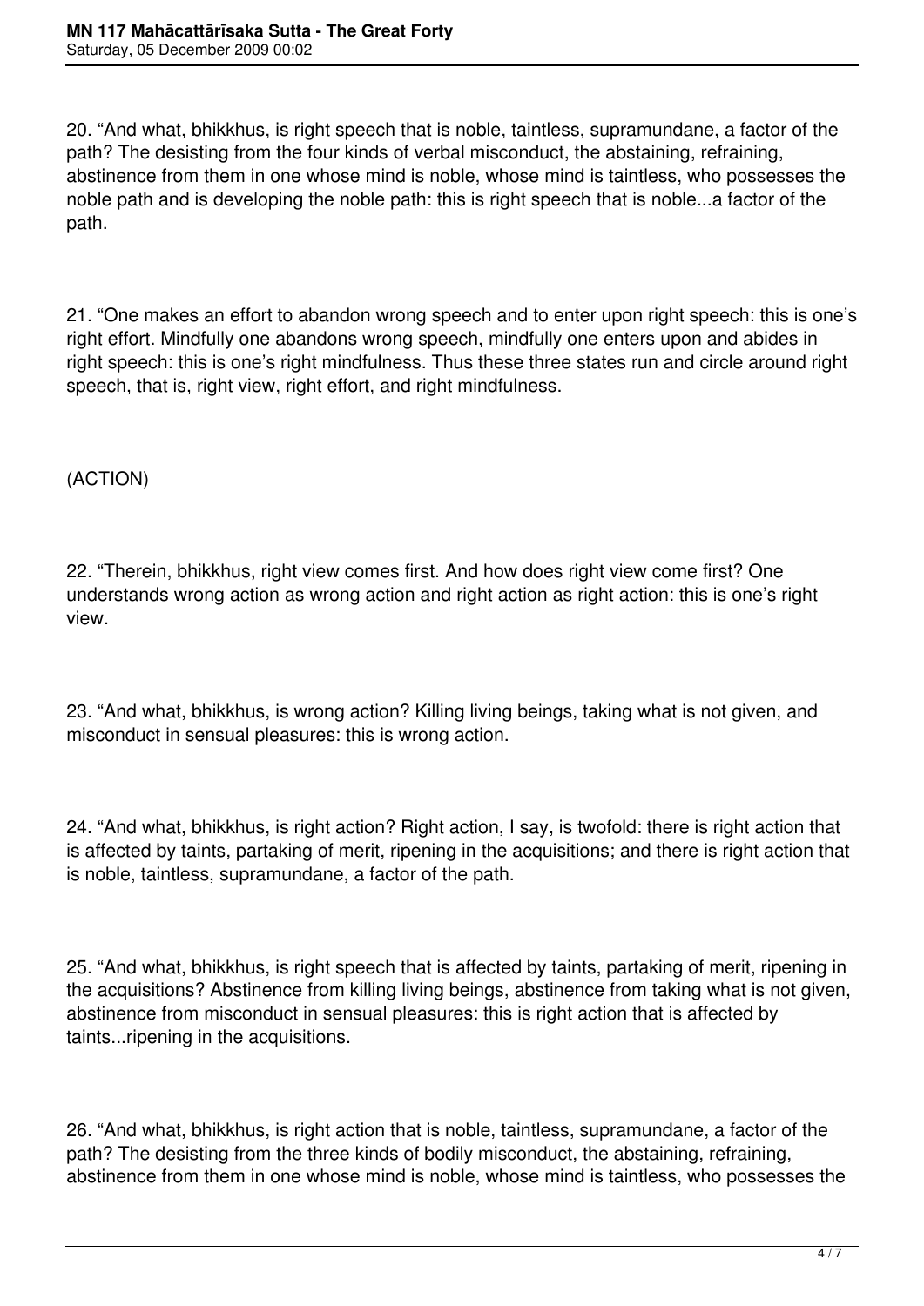20. “And what, bhikkhus, is right speech that is noble, taintless, supramundane, a factor of the path? The desisting from the four kinds of verbal misconduct, the abstaining, refraining, abstinence from them in one whose mind is noble, whose mind is taintless, who possesses the noble path and is developing the noble path: this is right speech that is noble...a factor of the path.

21. “One makes an effort to abandon wrong speech and to enter upon right speech: this is one’s right effort. Mindfully one abandons wrong speech, mindfully one enters upon and abides in right speech: this is one’s right mindfulness. Thus these three states run and circle around right speech, that is, right view, right effort, and right mindfulness.

(ACTION)

22. “Therein, bhikkhus, right view comes first. And how does right view come first? One understands wrong action as wrong action and right action as right action: this is one’s right view.

23. “And what, bhikkhus, is wrong action? Killing living beings, taking what is not given, and misconduct in sensual pleasures: this is wrong action.

24. “And what, bhikkhus, is right action? Right action, I say, is twofold: there is right action that is affected by taints, partaking of merit, ripening in the acquisitions; and there is right action that is noble, taintless, supramundane, a factor of the path.

25. “And what, bhikkhus, is right speech that is affected by taints, partaking of merit, ripening in the acquisitions? Abstinence from killing living beings, abstinence from taking what is not given, abstinence from misconduct in sensual pleasures: this is right action that is affected by taints...ripening in the acquisitions.

26. “And what, bhikkhus, is right action that is noble, taintless, supramundane, a factor of the path? The desisting from the three kinds of bodily misconduct, the abstaining, refraining, abstinence from them in one whose mind is noble, whose mind is taintless, who possesses the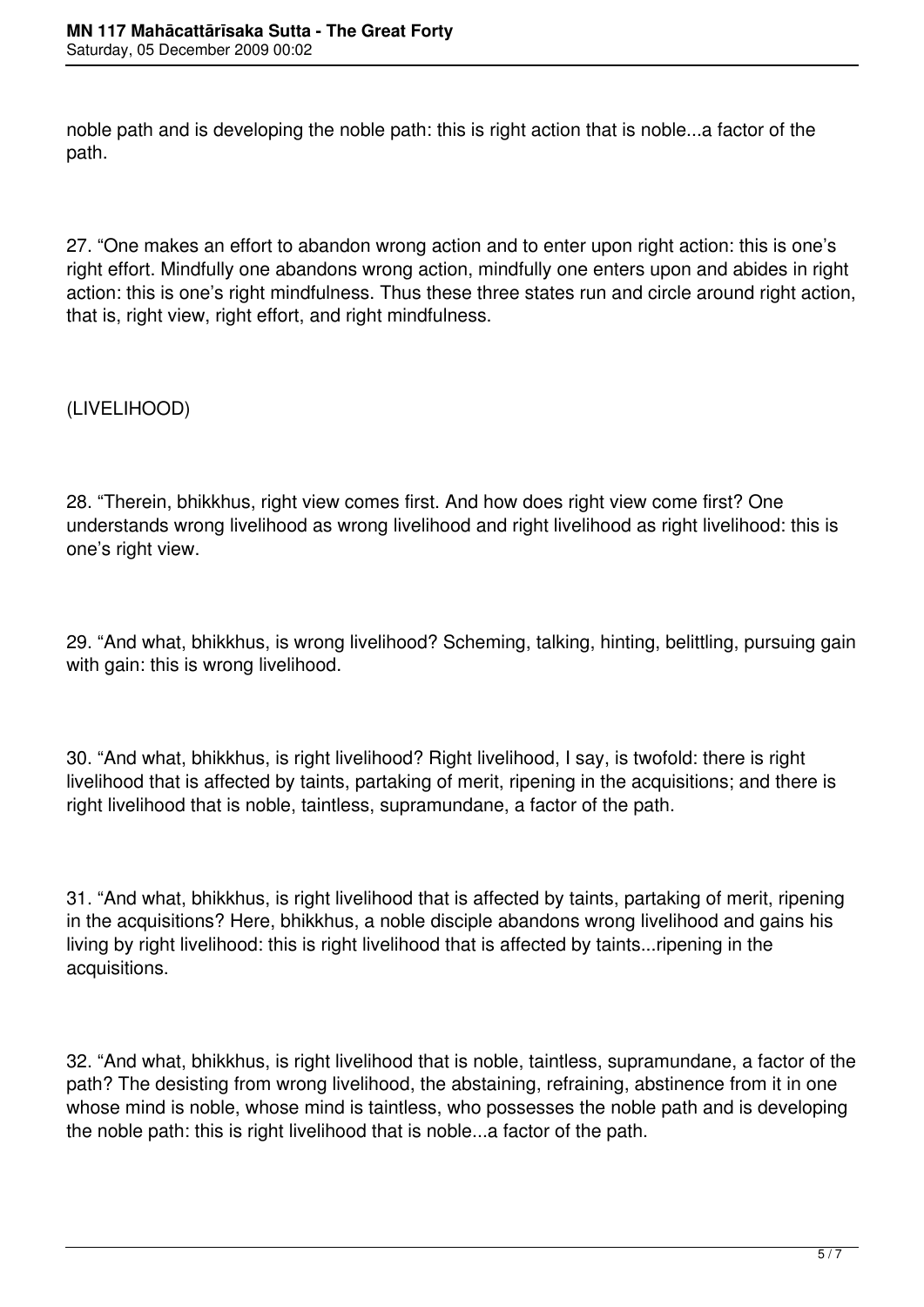noble path and is developing the noble path: this is right action that is noble...a factor of the path.

27. “One makes an effort to abandon wrong action and to enter upon right action: this is one’s right effort. Mindfully one abandons wrong action, mindfully one enters upon and abides in right action: this is one’s right mindfulness. Thus these three states run and circle around right action, that is, right view, right effort, and right mindfulness.

(LIVELIHOOD)

28. “Therein, bhikkhus, right view comes first. And how does right view come first? One understands wrong livelihood as wrong livelihood and right livelihood as right livelihood: this is one’s right view.

29. “And what, bhikkhus, is wrong livelihood? Scheming, talking, hinting, belittling, pursuing gain with gain: this is wrong livelihood.

30. “And what, bhikkhus, is right livelihood? Right livelihood, I say, is twofold: there is right livelihood that is affected by taints, partaking of merit, ripening in the acquisitions; and there is right livelihood that is noble, taintless, supramundane, a factor of the path.

31. “And what, bhikkhus, is right livelihood that is affected by taints, partaking of merit, ripening in the acquisitions? Here, bhikkhus, a noble disciple abandons wrong livelihood and gains his living by right livelihood: this is right livelihood that is affected by taints...ripening in the acquisitions.

32. “And what, bhikkhus, is right livelihood that is noble, taintless, supramundane, a factor of the path? The desisting from wrong livelihood, the abstaining, refraining, abstinence from it in one whose mind is noble, whose mind is taintless, who possesses the noble path and is developing the noble path: this is right livelihood that is noble...a factor of the path.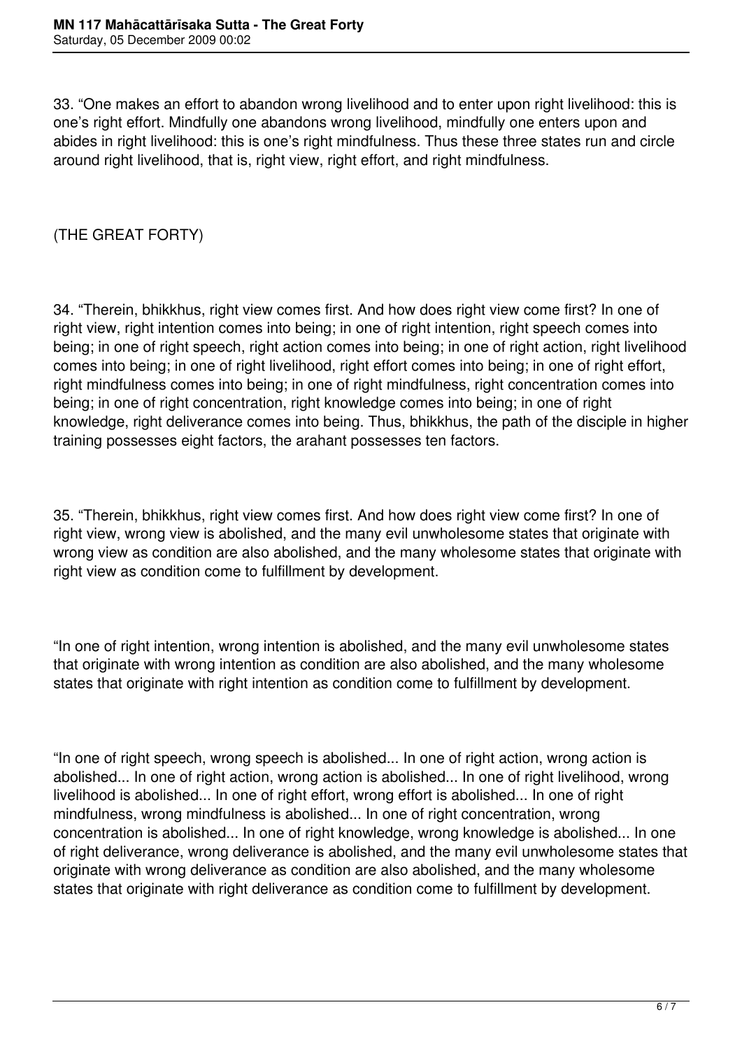33. “One makes an effort to abandon wrong livelihood and to enter upon right livelihood: this is one’s right effort. Mindfully one abandons wrong livelihood, mindfully one enters upon and abides in right livelihood: this is one’s right mindfulness. Thus these three states run and circle around right livelihood, that is, right view, right effort, and right mindfulness.

(THE GREAT FORTY)

34. “Therein, bhikkhus, right view comes first. And how does right view come first? In one of right view, right intention comes into being; in one of right intention, right speech comes into being; in one of right speech, right action comes into being; in one of right action, right livelihood comes into being; in one of right livelihood, right effort comes into being; in one of right effort, right mindfulness comes into being; in one of right mindfulness, right concentration comes into being; in one of right concentration, right knowledge comes into being; in one of right knowledge, right deliverance comes into being. Thus, bhikkhus, the path of the disciple in higher training possesses eight factors, the arahant possesses ten factors.

35. “Therein, bhikkhus, right view comes first. And how does right view come first? In one of right view, wrong view is abolished, and the many evil unwholesome states that originate with wrong view as condition are also abolished, and the many wholesome states that originate with right view as condition come to fulfillment by development.

“In one of right intention, wrong intention is abolished, and the many evil unwholesome states that originate with wrong intention as condition are also abolished, and the many wholesome states that originate with right intention as condition come to fulfillment by development.

“In one of right speech, wrong speech is abolished... In one of right action, wrong action is abolished... In one of right action, wrong action is abolished... In one of right livelihood, wrong livelihood is abolished... In one of right effort, wrong effort is abolished... In one of right mindfulness, wrong mindfulness is abolished... In one of right concentration, wrong concentration is abolished... In one of right knowledge, wrong knowledge is abolished... In one of right deliverance, wrong deliverance is abolished, and the many evil unwholesome states that originate with wrong deliverance as condition are also abolished, and the many wholesome states that originate with right deliverance as condition come to fulfillment by development.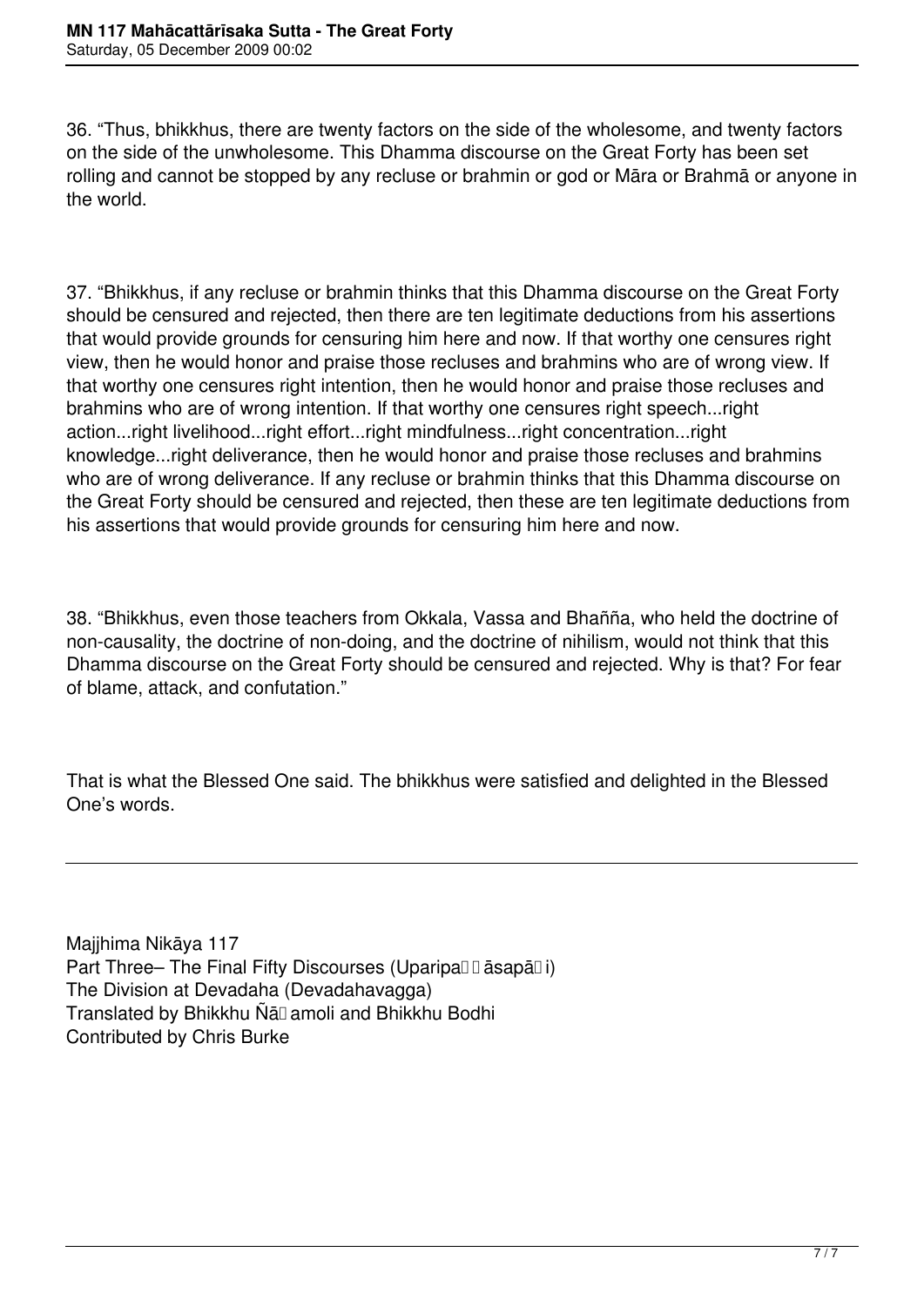36. “Thus, bhikkhus, there are twenty factors on the side of the wholesome, and twenty factors on the side of the unwholesome. This Dhamma discourse on the Great Forty has been set rolling and cannot be stopped by any recluse or brahmin or god or Māra or Brahmā or anyone in the world.

37. “Bhikkhus, if any recluse or brahmin thinks that this Dhamma discourse on the Great Forty should be censured and rejected, then there are ten legitimate deductions from his assertions that would provide grounds for censuring him here and now. If that worthy one censures right view, then he would honor and praise those recluses and brahmins who are of wrong view. If that worthy one censures right intention, then he would honor and praise those recluses and brahmins who are of wrong intention. If that worthy one censures right speech...right action...right livelihood...right effort...right mindfulness...right concentration...right knowledge...right deliverance, then he would honor and praise those recluses and brahmins who are of wrong deliverance. If any recluse or brahmin thinks that this Dhamma discourse on the Great Forty should be censured and rejected, then these are ten legitimate deductions from his assertions that would provide grounds for censuring him here and now.

38. “Bhikkhus, even those teachers from Okkala, Vassa and Bhañña, who held the doctrine of non-causality, the doctrine of non-doing, and the doctrine of nihilism, would not think that this Dhamma discourse on the Great Forty should be censured and rejected. Why is that? For fear of blame, attack, and confutation.”

That is what the Blessed One said. The bhikkhus were satisfied and delighted in the Blessed One’s words.

---

Majjhima Nikāya 117
Part Three– The Final Fifty Discourses (Uparipaṇṇāsapāḷi)
The Division at Devadaha (Devadahavagga)
Translated by Bhikkhu Ñāṇamoli and Bhikkhu Bodhi
Contributed by Chris Burke